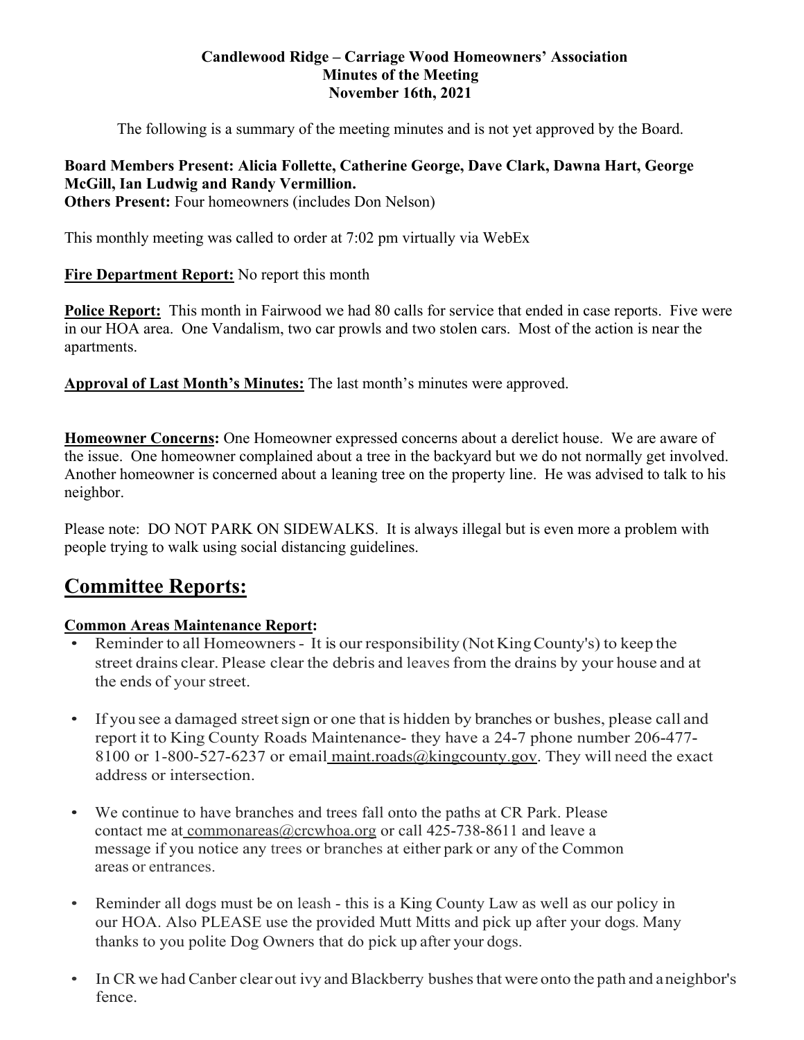**Candlewood Ridge – Carriage Wood Homeowners' Association**
**Minutes of the Meeting**
**November 16th, 2021**

The following is a summary of the meeting minutes and is not yet approved by the Board.

**Board Members Present: Alicia Follette, Catherine George, Dave Clark, Dawna Hart, George McGill, Ian Ludwig and Randy Vermillion.**
**Others Present:** Four homeowners (includes Don Nelson)

This monthly meeting was called to order at 7:02 pm virtually via WebEx

**Fire Department Report:** No report this month

**Police Report:** This month in Fairwood we had 80 calls for service that ended in case reports. Five were in our HOA area. One Vandalism, two car prowls and two stolen cars. Most of the action is near the apartments.

**Approval of Last Month's Minutes:** The last month's minutes were approved.

**Homeowner Concerns:** One Homeowner expressed concerns about a derelict house. We are aware of the issue. One homeowner complained about a tree in the backyard but we do not normally get involved. Another homeowner is concerned about a leaning tree on the property line. He was advised to talk to his neighbor.

Please note: DO NOT PARK ON SIDEWALKS. It is always illegal but is even more a problem with people trying to walk using social distancing guidelines.

# Committee Reports:

**Common Areas Maintenance Report:**

- Reminder to all Homeowners - It is our responsibility (Not King County's) to keep the street drains clear. Please clear the debris and leaves from the drains by your house and at the ends of your street.
- If you see a damaged street sign or one that is hidden by branches or bushes, please call and report it to King County Roads Maintenance- they have a 24-7 phone number 206-477-8100 or 1-800-527-6237 or email maint.roads@kingcounty.gov. They will need the exact address or intersection.
- We continue to have branches and trees fall onto the paths at CR Park. Please contact me at commonareas@crcwhoa.org or call 425-738-8611 and leave a message if you notice any trees or branches at either park or any of the Common areas or entrances.
- Reminder all dogs must be on leash - this is a King County Law as well as our policy in our HOA. Also PLEASE use the provided Mutt Mitts and pick up after your dogs. Many thanks to you polite Dog Owners that do pick up after your dogs.
- In CR we had Canber clear out ivy and Blackberry bushes that were onto the path and a neighbor's fence.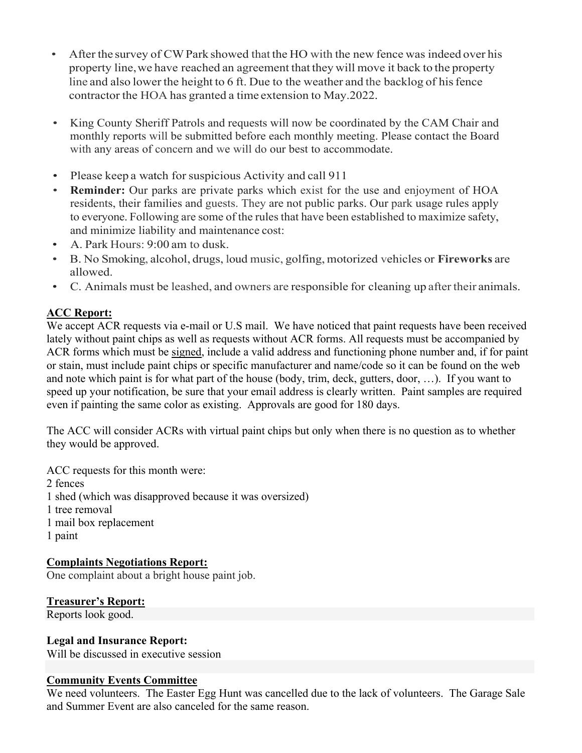- After the survey of CW Park showed that the HO with the new fence was indeed over his property line, we have reached an agreement that they will move it back to the property line and also lower the height to 6 ft. Due to the weather and the backlog of his fence contractor the HOA has granted a time extension to May.2022.

- King County Sheriff Patrols and requests will now be coordinated by the CAM Chair and monthly reports will be submitted before each monthly meeting. Please contact the Board with any areas of concern and we will do our best to accommodate.

- Please keep a watch for suspicious Activity and call 911
- **Reminder:** Our parks are private parks which exist for the use and enjoyment of HOA residents, their families and guests. They are not public parks. Our park usage rules apply to everyone. Following are some of the rules that have been established to maximize safety, and minimize liability and maintenance cost:
- A. Park Hours: 9:00 am to dusk.
- B. No Smoking, alcohol, drugs, loud music, golfing, motorized vehicles or **Fireworks** are allowed.
- C. Animals must be leashed, and owners are responsible for cleaning up after their animals.

**ACC Report:**

We accept ACR requests via e-mail or U.S mail. We have noticed that paint requests have been received lately without paint chips as well as requests without ACR forms. All requests must be accompanied by ACR forms which must be signed, include a valid address and functioning phone number and, if for paint or stain, must include paint chips or specific manufacturer and name/code so it can be found on the web and note which paint is for what part of the house (body, trim, deck, gutters, door, …). If you want to speed up your notification, be sure that your email address is clearly written. Paint samples are required even if painting the same color as existing. Approvals are good for 180 days.

The ACC will consider ACRs with virtual paint chips but only when there is no question as to whether they would be approved.

ACC requests for this month were:
2 fences
1 shed (which was disapproved because it was oversized)
1 tree removal
1 mail box replacement
1 paint

**Complaints Negotiations Report:**

One complaint about a bright house paint job.

**Treasurer's Report:**

Reports look good.

**Legal and Insurance Report:**

Will be discussed in executive session

**Community Events Committee**

We need volunteers. The Easter Egg Hunt was cancelled due to the lack of volunteers. The Garage Sale and Summer Event are also canceled for the same reason.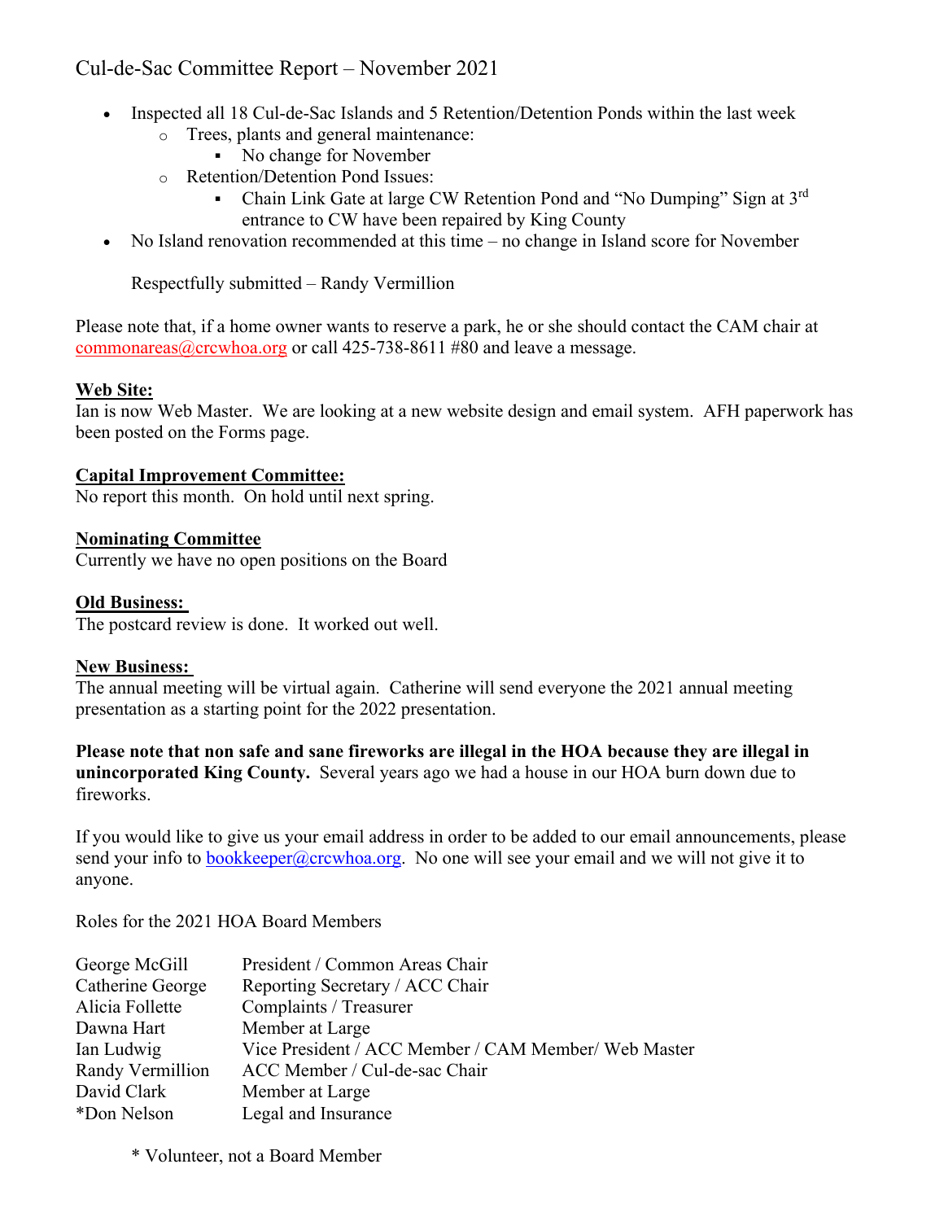# Cul-de-Sac Committee Report – November 2021

- Inspected all 18 Cul-de-Sac Islands and 5 Retention/Detention Ponds within the last week
  - Trees, plants and general maintenance:
    - No change for November
  - Retention/Detention Pond Issues:
    - Chain Link Gate at large CW Retention Pond and "No Dumping" Sign at 3rd entrance to CW have been repaired by King County
- No Island renovation recommended at this time – no change in Island score for November

Respectfully submitted – Randy Vermillion

Please note that, if a home owner wants to reserve a park, he or she should contact the CAM chair at commonareas@crcwhoa.org or call 425-738-8611 #80 and leave a message.

**Web Site:**
Ian is now Web Master. We are looking at a new website design and email system. AFH paperwork has been posted on the Forms page.

**Capital Improvement Committee:**
No report this month. On hold until next spring.

**Nominating Committee**
Currently we have no open positions on the Board

**Old Business:**
The postcard review is done. It worked out well.

**New Business:**
The annual meeting will be virtual again. Catherine will send everyone the 2021 annual meeting presentation as a starting point for the 2022 presentation.

**Please note that non safe and sane fireworks are illegal in the HOA because they are illegal in unincorporated King County.** Several years ago we had a house in our HOA burn down due to fireworks.

If you would like to give us your email address in order to be added to our email announcements, please send your info to bookkeeper@crcwhoa.org. No one will see your email and we will not give it to anyone.

Roles for the 2021 HOA Board Members

| | |
|---|---|
| George McGill | President / Common Areas Chair |
| Catherine George | Reporting Secretary / ACC Chair |
| Alicia Follette | Complaints / Treasurer |
| Dawna Hart | Member at Large |
| Ian Ludwig | Vice President / ACC Member / CAM Member/ Web Master |
| Randy Vermillion | ACC Member / Cul-de-sac Chair |
| David Clark | Member at Large |
| *Don Nelson | Legal and Insurance |

\* Volunteer, not a Board Member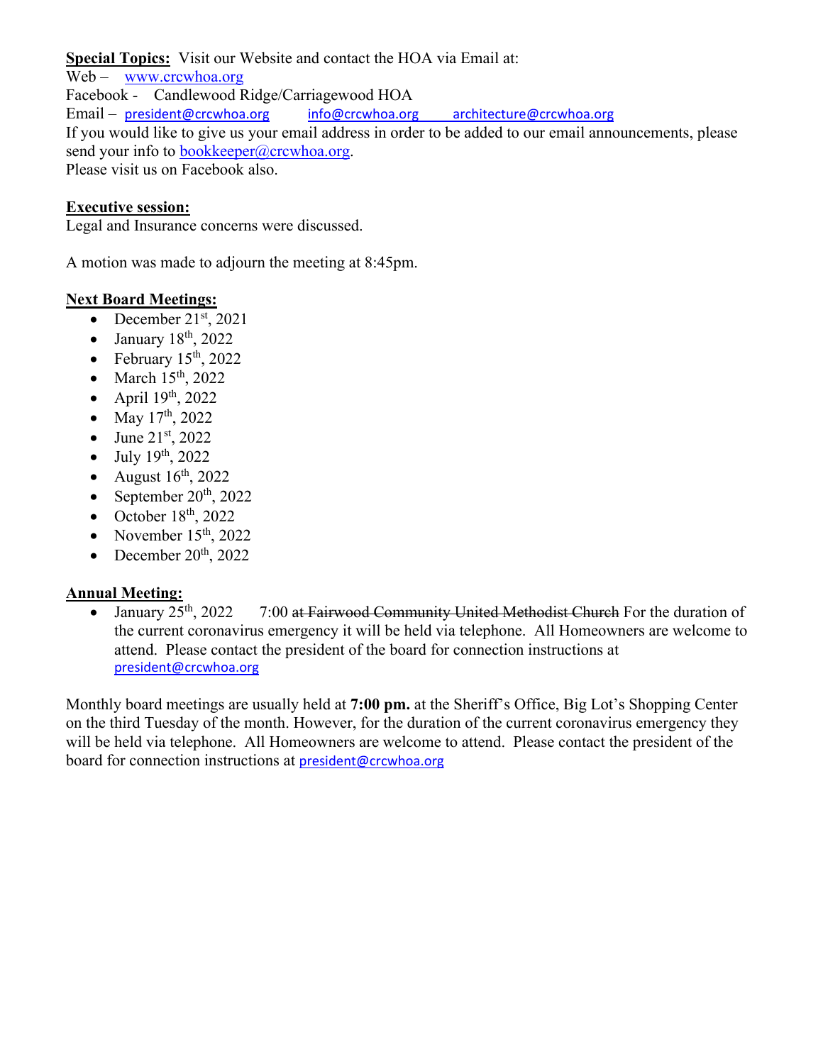**Special Topics:** Visit our Website and contact the HOA via Email at:
Web – www.crcwhoa.org
Facebook - Candlewood Ridge/Carriagewood HOA
Email – president@crcwhoa.org info@crcwhoa.org architecture@crcwhoa.org
If you would like to give us your email address in order to be added to our email announcements, please send your info to bookkeeper@crcwhoa.org.
Please visit us on Facebook also.

**Executive session:**
Legal and Insurance concerns were discussed.

A motion was made to adjourn the meeting at 8:45pm.

**Next Board Meetings:**

- December 21st, 2021
- January 18th, 2022
- February 15th, 2022
- March 15th, 2022
- April 19th, 2022
- May 17th, 2022
- June 21st, 2022
- July 19th, 2022
- August 16th, 2022
- September 20th, 2022
- October 18th, 2022
- November 15th, 2022
- December 20th, 2022

**Annual Meeting:**

- January 25th, 2022 7:00 ~~at Fairwood Community United Methodist Church~~ For the duration of the current coronavirus emergency it will be held via telephone. All Homeowners are welcome to attend. Please contact the president of the board for connection instructions at president@crcwhoa.org

Monthly board meetings are usually held at **7:00 pm.** at the Sheriff's Office, Big Lot's Shopping Center on the third Tuesday of the month. However, for the duration of the current coronavirus emergency they will be held via telephone. All Homeowners are welcome to attend. Please contact the president of the board for connection instructions at president@crcwhoa.org